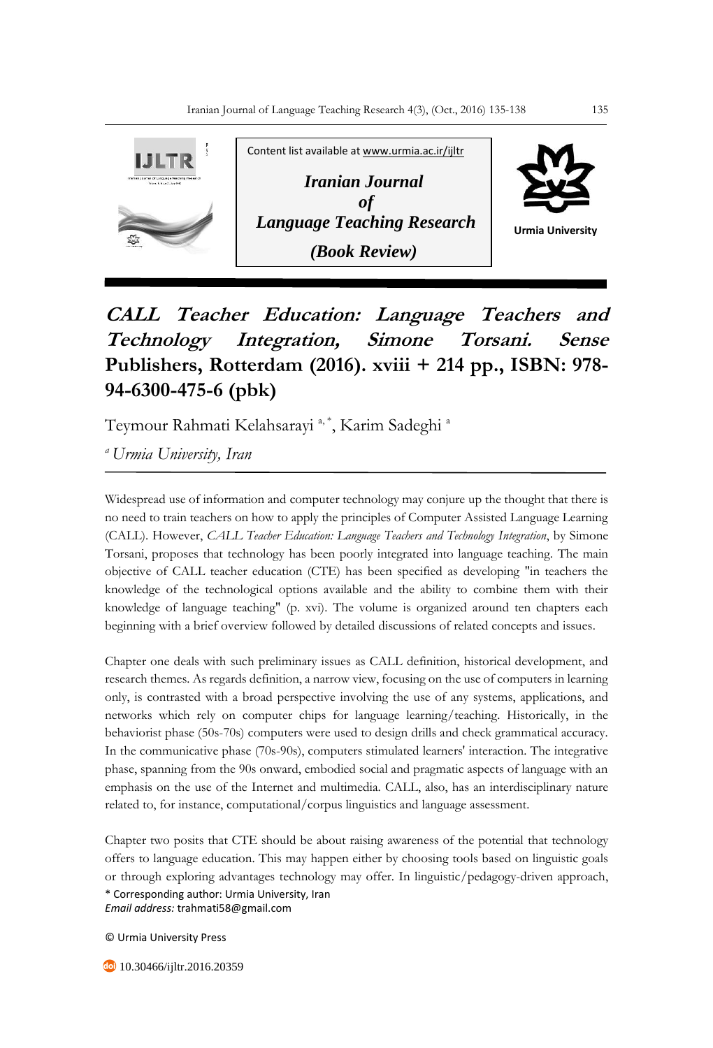Content list available at www.urmia.ac.ir/ijltr

***Iranian Journal of Language Teaching Research***

***(Book Review)***

Urmia University

# *CALL Teacher Education: Language Teachers and Technology Integration, Simone Torsani. Sense* Publishers, Rotterdam (2016). xviii + 214 pp., ISBN: 978-94-6300-475-6 (pbk)

Teymour Rahmati Kelahsarayi [a,*], Karim Sadeghi [a]

[a] *Urmia University, Iran*

Widespread use of information and computer technology may conjure up the thought that there is no need to train teachers on how to apply the principles of Computer Assisted Language Learning (CALL). However, *CALL Teacher Education: Language Teachers and Technology Integration*, by Simone Torsani, proposes that technology has been poorly integrated into language teaching. The main objective of CALL teacher education (CTE) has been specified as developing "in teachers the knowledge of the technological options available and the ability to combine them with their knowledge of language teaching" (p. xvi). The volume is organized around ten chapters each beginning with a brief overview followed by detailed discussions of related concepts and issues.

Chapter one deals with such preliminary issues as CALL definition, historical development, and research themes. As regards definition, a narrow view, focusing on the use of computers in learning only, is contrasted with a broad perspective involving the use of any systems, applications, and networks which rely on computer chips for language learning/teaching. Historically, in the behaviorist phase (50s-70s) computers were used to design drills and check grammatical accuracy. In the communicative phase (70s-90s), computers stimulated learners' interaction. The integrative phase, spanning from the 90s onward, embodied social and pragmatic aspects of language with an emphasis on the use of the Internet and multimedia. CALL, also, has an interdisciplinary nature related to, for instance, computational/corpus linguistics and language assessment.

Chapter two posits that CTE should be about raising awareness of the potential that technology offers to language education. This may happen either by choosing tools based on linguistic goals or through exploring advantages technology may offer. In linguistic/pedagogy-driven approach,

\* Corresponding author: Urmia University, Iran
*Email address:* trahmati58@gmail.com

© Urmia University Press

10.30466/ijltr.2016.20359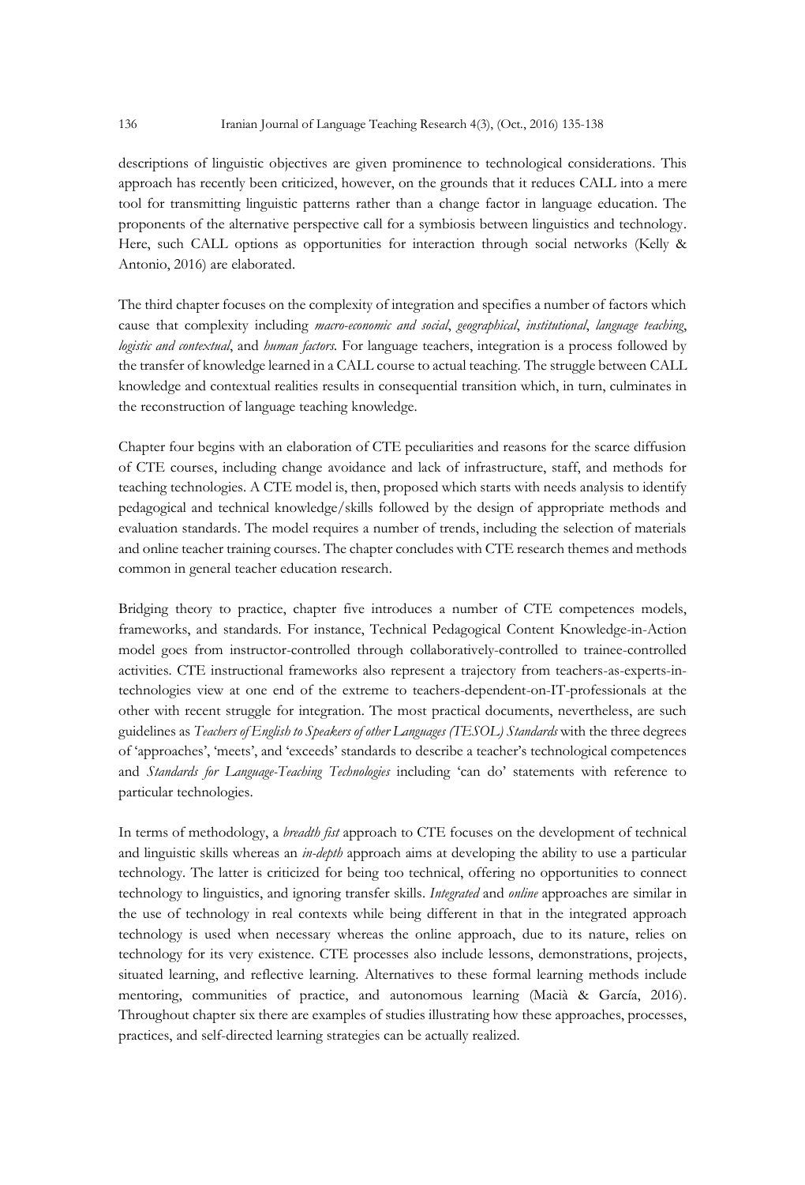descriptions of linguistic objectives are given prominence to technological considerations. This approach has recently been criticized, however, on the grounds that it reduces CALL into a mere tool for transmitting linguistic patterns rather than a change factor in language education. The proponents of the alternative perspective call for a symbiosis between linguistics and technology. Here, such CALL options as opportunities for interaction through social networks (Kelly & Antonio, 2016) are elaborated.

The third chapter focuses on the complexity of integration and specifies a number of factors which cause that complexity including *macro-economic and social*, *geographical*, *institutional*, *language teaching*, *logistic and contextual*, and *human factors*. For language teachers, integration is a process followed by the transfer of knowledge learned in a CALL course to actual teaching. The struggle between CALL knowledge and contextual realities results in consequential transition which, in turn, culminates in the reconstruction of language teaching knowledge.

Chapter four begins with an elaboration of CTE peculiarities and reasons for the scarce diffusion of CTE courses, including change avoidance and lack of infrastructure, staff, and methods for teaching technologies. A CTE model is, then, proposed which starts with needs analysis to identify pedagogical and technical knowledge/skills followed by the design of appropriate methods and evaluation standards. The model requires a number of trends, including the selection of materials and online teacher training courses. The chapter concludes with CTE research themes and methods common in general teacher education research.

Bridging theory to practice, chapter five introduces a number of CTE competences models, frameworks, and standards. For instance, Technical Pedagogical Content Knowledge-in-Action model goes from instructor-controlled through collaboratively-controlled to trainee-controlled activities. CTE instructional frameworks also represent a trajectory from teachers-as-experts-in-technologies view at one end of the extreme to teachers-dependent-on-IT-professionals at the other with recent struggle for integration. The most practical documents, nevertheless, are such guidelines as *Teachers of English to Speakers of other Languages (TESOL) Standards* with the three degrees of 'approaches', 'meets', and 'exceeds' standards to describe a teacher's technological competences and *Standards for Language-Teaching Technologies* including 'can do' statements with reference to particular technologies.

In terms of methodology, a *breadth fist* approach to CTE focuses on the development of technical and linguistic skills whereas an *in-depth* approach aims at developing the ability to use a particular technology. The latter is criticized for being too technical, offering no opportunities to connect technology to linguistics, and ignoring transfer skills. *Integrated* and *online* approaches are similar in the use of technology in real contexts while being different in that in the integrated approach technology is used when necessary whereas the online approach, due to its nature, relies on technology for its very existence. CTE processes also include lessons, demonstrations, projects, situated learning, and reflective learning. Alternatives to these formal learning methods include mentoring, communities of practice, and autonomous learning (Macià & García, 2016). Throughout chapter six there are examples of studies illustrating how these approaches, processes, practices, and self-directed learning strategies can be actually realized.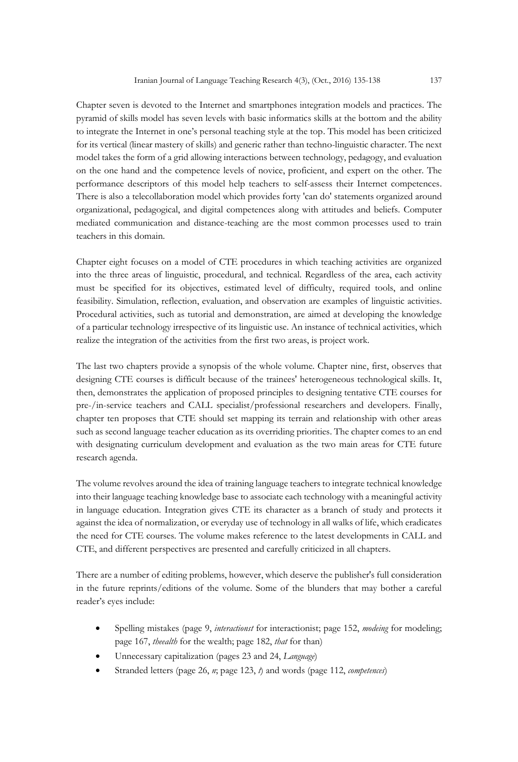Chapter seven is devoted to the Internet and smartphones integration models and practices. The pyramid of skills model has seven levels with basic informatics skills at the bottom and the ability to integrate the Internet in one's personal teaching style at the top. This model has been criticized for its vertical (linear mastery of skills) and generic rather than techno-linguistic character. The next model takes the form of a grid allowing interactions between technology, pedagogy, and evaluation on the one hand and the competence levels of novice, proficient, and expert on the other. The performance descriptors of this model help teachers to self-assess their Internet competences. There is also a telecollaboration model which provides forty 'can do' statements organized around organizational, pedagogical, and digital competences along with attitudes and beliefs. Computer mediated communication and distance-teaching are the most common processes used to train teachers in this domain.

Chapter eight focuses on a model of CTE procedures in which teaching activities are organized into the three areas of linguistic, procedural, and technical. Regardless of the area, each activity must be specified for its objectives, estimated level of difficulty, required tools, and online feasibility. Simulation, reflection, evaluation, and observation are examples of linguistic activities. Procedural activities, such as tutorial and demonstration, are aimed at developing the knowledge of a particular technology irrespective of its linguistic use. An instance of technical activities, which realize the integration of the activities from the first two areas, is project work.

The last two chapters provide a synopsis of the whole volume. Chapter nine, first, observes that designing CTE courses is difficult because of the trainees' heterogeneous technological skills. It, then, demonstrates the application of proposed principles to designing tentative CTE courses for pre-/in-service teachers and CALL specialist/professional researchers and developers. Finally, chapter ten proposes that CTE should set mapping its terrain and relationship with other areas such as second language teacher education as its overriding priorities. The chapter comes to an end with designating curriculum development and evaluation as the two main areas for CTE future research agenda.

The volume revolves around the idea of training language teachers to integrate technical knowledge into their language teaching knowledge base to associate each technology with a meaningful activity in language education. Integration gives CTE its character as a branch of study and protects it against the idea of normalization, or everyday use of technology in all walks of life, which eradicates the need for CTE courses. The volume makes reference to the latest developments in CALL and CTE, and different perspectives are presented and carefully criticized in all chapters.

There are a number of editing problems, however, which deserve the publisher's full consideration in the future reprints/editions of the volume. Some of the blunders that may bother a careful reader's eyes include:

- Spelling mistakes (page 9, *interactionst* for interactionist; page 152, *modeing* for modeling; page 167, *theealth* for the wealth; page 182, *that* for than)
- Unnecessary capitalization (pages 23 and 24, *Language*)
- Stranded letters (page 26, *n*; page 123, *t*) and words (page 112, *competences*)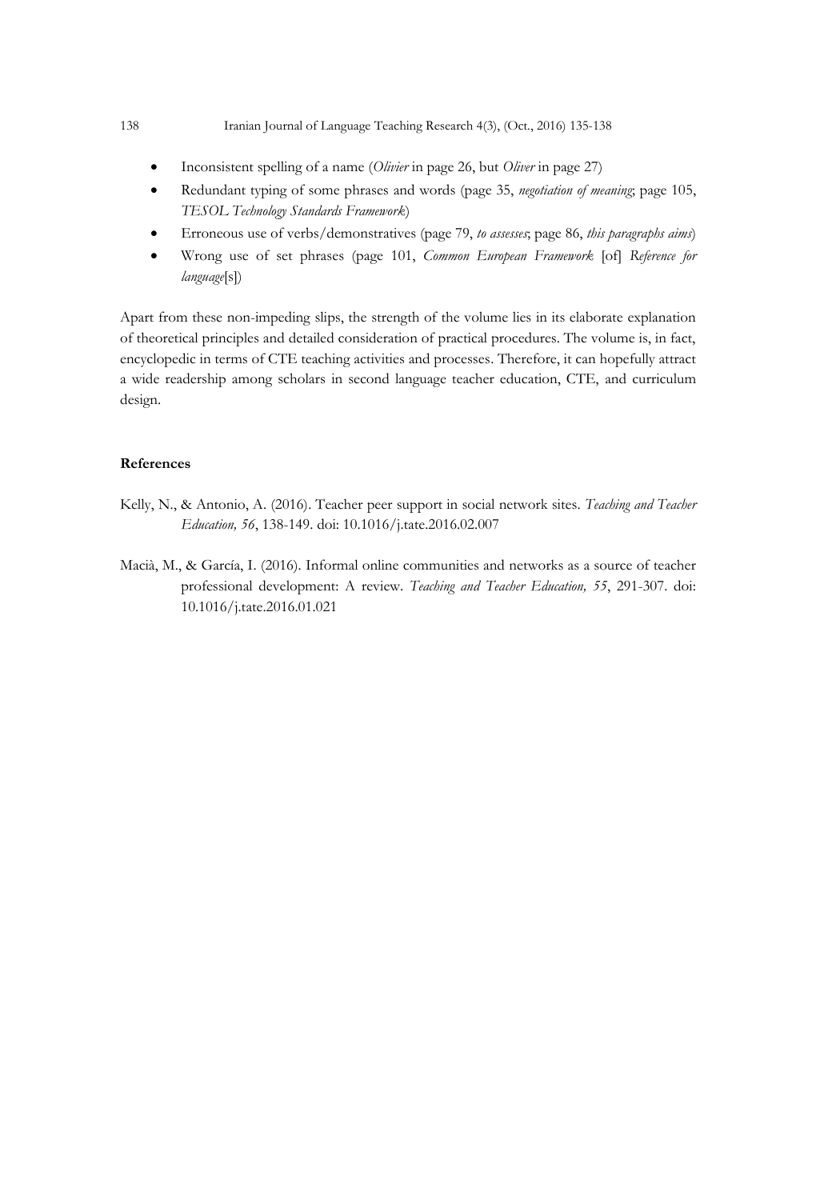- Inconsistent spelling of a name (*Olivier* in page 26, but *Oliver* in page 27)
- Redundant typing of some phrases and words (page 35, *negotiation of meaning*; page 105, *TESOL Technology Standards Framework*)
- Erroneous use of verbs/demonstratives (page 79, *to assesses*; page 86, *this paragraphs aims*)
- Wrong use of set phrases (page 101, *Common European Framework* [of] *Reference for language*[s])

Apart from these non-impeding slips, the strength of the volume lies in its elaborate explanation of theoretical principles and detailed consideration of practical procedures. The volume is, in fact, encyclopedic in terms of CTE teaching activities and processes. Therefore, it can hopefully attract a wide readership among scholars in second language teacher education, CTE, and curriculum design.

**References**

Kelly, N., & Antonio, A. (2016). Teacher peer support in social network sites. *Teaching and Teacher Education, 56*, 138-149. doi: 10.1016/j.tate.2016.02.007

Macià, M., & García, I. (2016). Informal online communities and networks as a source of teacher professional development: A review. *Teaching and Teacher Education, 55*, 291-307. doi: 10.1016/j.tate.2016.01.021